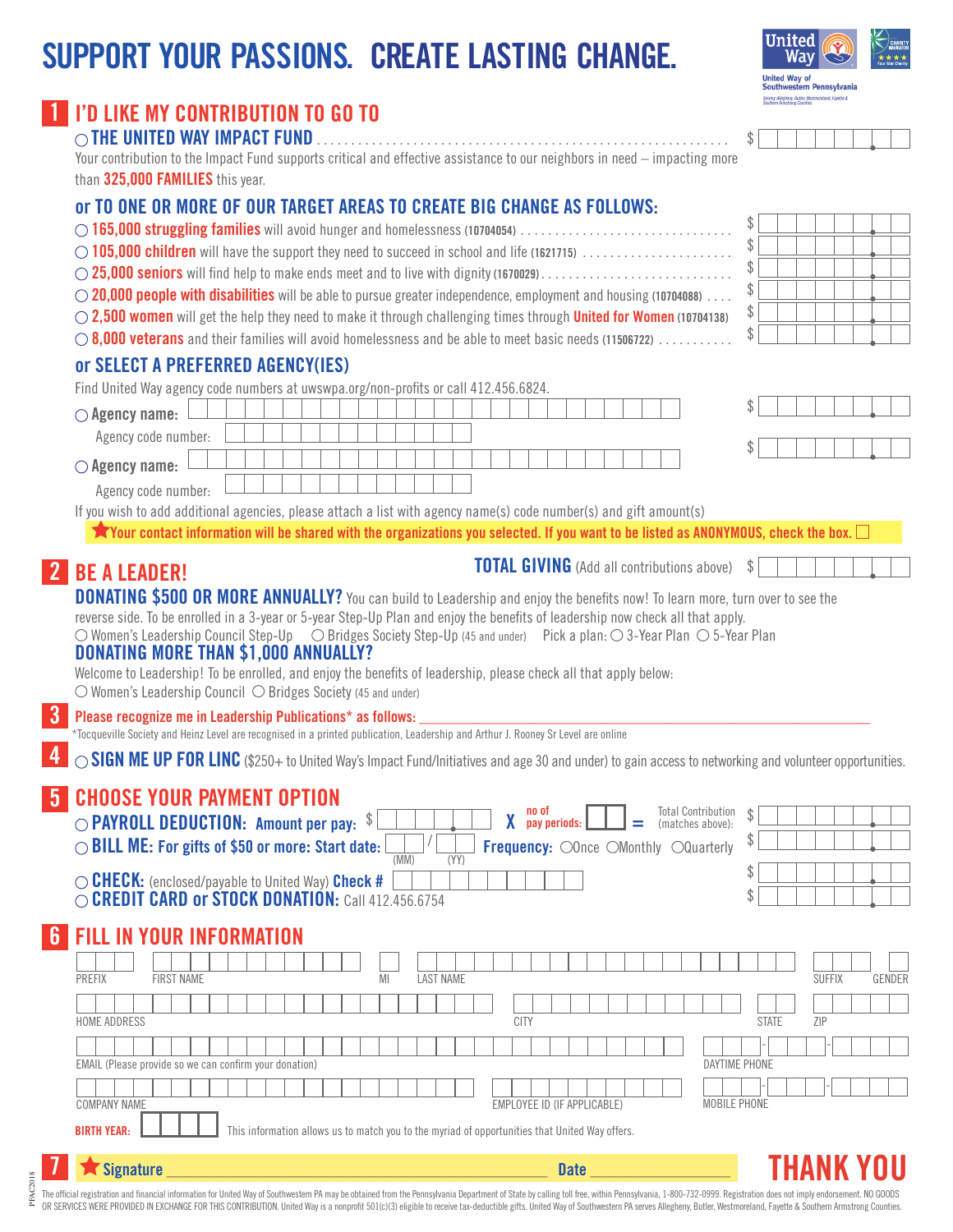# SUPPORT YOUR PASSIONS. CREATE LASTING CHANGE.

United Way of Southwestern Pennsylvania
*Serving Allegheny, Butler, Westmoreland, Fayette & Southern Armstrong Counties*

## 1 I'D LIKE MY CONTRIBUTION TO GO TO

○ **THE UNITED WAY IMPACT FUND** .......................................................... $ ______

Your contribution to the Impact Fund supports critical and effective assistance to our neighbors in need – impacting more than **325,000 FAMILIES** this year.

### or TO ONE OR MORE OF OUR TARGET AREAS TO CREATE BIG CHANGE AS FOLLOWS:

- ○ **165,000 struggling families** will avoid hunger and homelessness **(10704054)** .................. $ ______
- ○ **105,000 children** will have the support they need to succeed in school and life **(1621715)** .................. $ ______
- ○ **25,000 seniors** will find help to make ends meet and to live with dignity **(1670029)** .................. $ ______
- ○ **20,000 people with disabilities** will be able to pursue greater independence, employment and housing **(10704088)** .... $ ______
- ○ **2,500 women** will get the help they need to make it through challenging times through **United for Women (10704138)** $ ______
- ○ **8,000 veterans** and their families will avoid homelessness and be able to meet basic needs **(11506722)** .......... $ ______

### or SELECT A PREFERRED AGENCY(IES)

Find United Way agency code numbers at uwswpa.org/non-profits or call 412.456.6824.

○ **Agency name:** ______________________ $ ______
Agency code number: ______________

○ **Agency name:** ______________________ $ ______
Agency code number: ______________

If you wish to add additional agencies, please attach a list with agency name(s) code number(s) and gift amount(s)

★ **Your contact information will be shared with the organizations you selected. If you want to be listed as ANONYMOUS, check the box.** ☐

## 2 BE A LEADER!

**TOTAL GIVING** (Add all contributions above) $ ______

**DONATING $500 OR MORE ANNUALLY?** You can build to Leadership and enjoy the benefits now! To learn more, turn over to see the reverse side. To be enrolled in a 3-year or 5-year Step-Up Plan and enjoy the benefits of leadership now check all that apply.

○ Women's Leadership Council Step-Up ○ Bridges Society Step-Up (45 and under) Pick a plan: ○ 3-Year Plan ○ 5-Year Plan

**DONATING MORE THAN $1,000 ANNUALLY?**

Welcome to Leadership! To be enrolled, and enjoy the benefits of leadership, please check all that apply below:

○ Women's Leadership Council ○ Bridges Society (45 and under)

## 3 Please recognize me in Leadership Publications* as follows: ______________________

*Tocqueville Society and Heinz Level are recognised in a printed publication, Leadership and Arthur J. Rooney Sr Level are online

## 4 ○ SIGN ME UP FOR LINC

($250+ to United Way's Impact Fund/Initiatives and age 30 and under) to gain access to networking and volunteer opportunities.

## 5 CHOOSE YOUR PAYMENT OPTION

○ **PAYROLL DEDUCTION: Amount per pay:** $ ______ **X no of pay periods:** ____ **=** Total Contribution (matches above): $ ______

○ **BILL ME: For gifts of $50 or more: Start date:** ___ / ___ (MM) (YY) **Frequency:** ○Once ○Monthly ○Quarterly $ ______

○ **CHECK:** (enclosed/payable to United Way) **Check #** ______ $ ______

○ **CREDIT CARD or STOCK DONATION:** Call 412.456.6754 $ ______

## 6 FILL IN YOUR INFORMATION

PREFIX | FIRST NAME | MI | LAST NAME | SUFFIX | GENDER

HOME ADDRESS | CITY | STATE | ZIP

EMAIL (Please provide so we can confirm your donation) | DAYTIME PHONE

COMPANY NAME | EMPLOYEE ID (IF APPLICABLE) | MOBILE PHONE

**BIRTH YEAR:** ______ This information allows us to match you to the myriad of opportunities that United Way offers.

## 7 ★ Signature ______________________ Date ____________

# THANK YOU

PFAC2018

The official registration and financial information for United Way of Southwestern PA may be obtained from the Pennsylvania Department of State by calling toll free, within Pennsylvania, 1-800-732-0999. Registration does not imply endorsement. NO GOODS OR SERVICES WERE PROVIDED IN EXCHANGE FOR THIS CONTRIBUTION. United Way is a nonprofit 501(c)(3) eligible to receive tax-deductible gifts. United Way of Southwestern PA serves Allegheny, Butler, Westmoreland, Fayette & Southern Armstrong Counties.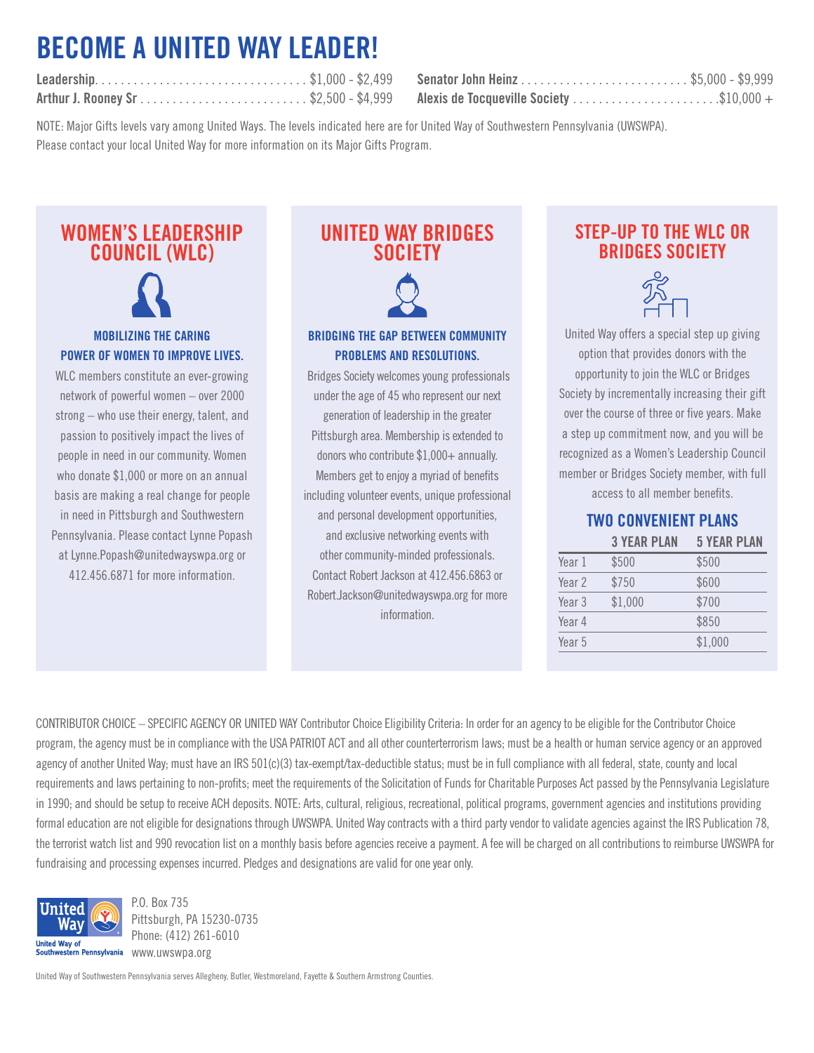# BECOME A UNITED WAY LEADER!

| | |
|---|---|
| **Leadership** | $1,000 - $2,499 |
| **Arthur J. Rooney Sr** | $2,500 - $4,999 |
| **Senator John Heinz** | $5,000 - $9,999 |
| **Alexis de Tocqueville Society** | $10,000 + |

NOTE: Major Gifts levels vary among United Ways. The levels indicated here are for United Way of Southwestern Pennsylvania (UWSWPA). Please contact your local United Way for more information on its Major Gifts Program.

## WOMEN'S LEADERSHIP COUNCIL (WLC)

**MOBILIZING THE CARING POWER OF WOMEN TO IMPROVE LIVES.**

WLC members constitute an ever-growing network of powerful women – over 2000 strong – who use their energy, talent, and passion to positively impact the lives of people in need in our community. Women who donate $1,000 or more on an annual basis are making a real change for people in need in Pittsburgh and Southwestern Pennsylvania. Please contact Lynne Popash at Lynne.Popash@unitedwayswpa.org or 412.456.6871 for more information.

## UNITED WAY BRIDGES SOCIETY

**BRIDGING THE GAP BETWEEN COMMUNITY PROBLEMS AND RESOLUTIONS.**

Bridges Society welcomes young professionals under the age of 45 who represent our next generation of leadership in the greater Pittsburgh area. Membership is extended to donors who contribute $1,000+ annually. Members get to enjoy a myriad of benefits including volunteer events, unique professional and personal development opportunities, and exclusive networking events with other community-minded professionals. Contact Robert Jackson at 412.456.6863 or Robert.Jackson@unitedwayswpa.org for more information.

## STEP-UP TO THE WLC OR BRIDGES SOCIETY

United Way offers a special step up giving option that provides donors with the opportunity to join the WLC or Bridges Society by incrementally increasing their gift over the course of three or five years. Make a step up commitment now, and you will be recognized as a Women's Leadership Council member or Bridges Society member, with full access to all member benefits.

### TWO CONVENIENT PLANS

| | 3 YEAR PLAN | 5 YEAR PLAN |
|---|---|---|
| Year 1 | $500 | $500 |
| Year 2 | $750 | $600 |
| Year 3 | $1,000 | $700 |
| Year 4 | | $850 |
| Year 5 | | $1,000 |

CONTRIBUTOR CHOICE – SPECIFIC AGENCY OR UNITED WAY Contributor Choice Eligibility Criteria: In order for an agency to be eligible for the Contributor Choice program, the agency must be in compliance with the USA PATRIOT ACT and all other counterterrorism laws; must be a health or human service agency or an approved agency of another United Way; must have an IRS 501(c)(3) tax-exempt/tax-deductible status; must be in full compliance with all federal, state, county and local requirements and laws pertaining to non-profits; meet the requirements of the Solicitation of Funds for Charitable Purposes Act passed by the Pennsylvania Legislature in 1990; and should be setup to receive ACH deposits. NOTE: Arts, cultural, religious, recreational, political programs, government agencies and institutions providing formal education are not eligible for designations through UWSWPA. United Way contracts with a third party vendor to validate agencies against the IRS Publication 78, the terrorist watch list and 990 revocation list on a monthly basis before agencies receive a payment. A fee will be charged on all contributions to reimburse UWSWPA for fundraising and processing expenses incurred. Pledges and designations are valid for one year only.

United Way
United Way of Southwestern Pennsylvania

P.O. Box 735
Pittsburgh, PA 15230-0735
Phone: (412) 261-6010
www.uwswpa.org

United Way of Southwestern Pennsylvania serves Allegheny, Butler, Westmoreland, Fayette & Southern Armstrong Counties.